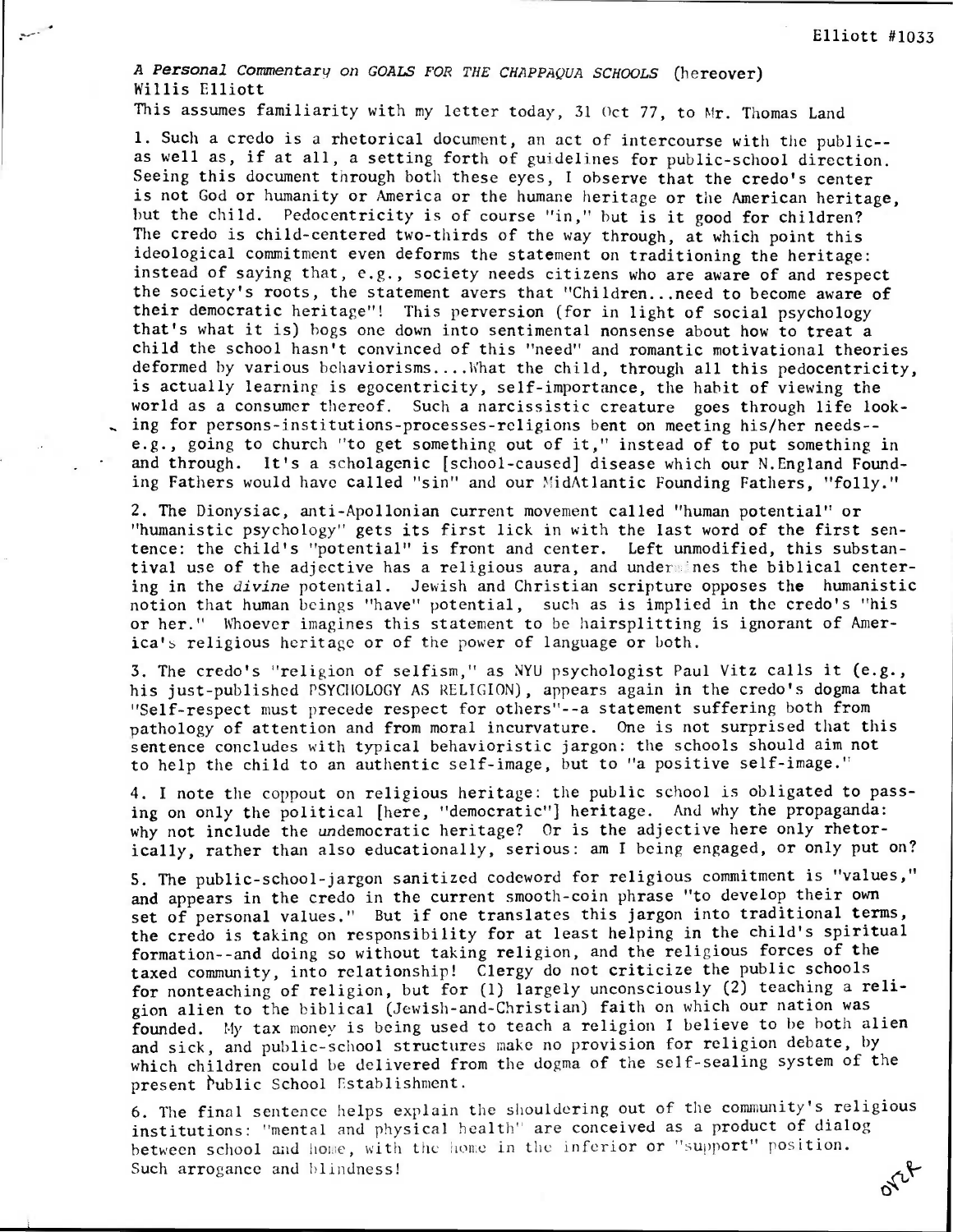Elliott #1033

*A Personal Commentary on GOALS FOR THE CHAPPAQUA SCHOOLS* (hereover)
Willis Elliott
This assumes familiarity with my letter today, 31 Oct 77, to Mr. Thomas Land

1. Such a credo is a rhetorical document, an act of intercourse with the public--as well as, if at all, a setting forth of guidelines for public-school direction. Seeing this document through both these eyes, I observe that the credo's center is not God or humanity or America or the humane heritage or the American heritage, but the child. Pedocentricity is of course "in," but is it good for children? The credo is child-centered two-thirds of the way through, at which point this ideological commitment even deforms the statement on traditioning the heritage: instead of saying that, e.g., society needs citizens who are aware of and respect the society's roots, the statement avers that "Children...need to become aware of their democratic heritage"! This perversion (for in light of social psychology that's what it is) bogs one down into sentimental nonsense about how to treat a child the school hasn't convinced of this "need" and romantic motivational theories deformed by various behaviorisms....What the child, through all this pedocentricity, is actually learning is egocentricity, self-importance, the habit of viewing the world as a consumer thereof. Such a narcissistic creature goes through life looking for persons-institutions-processes-religions bent on meeting his/her needs--e.g., going to church "to get something out of it," instead of to put something in and through. It's a scholagenic [school-caused] disease which our N.England Founding Fathers would have called "sin" and our MidAtlantic Founding Fathers, "folly."

2. The Dionysiac, anti-Apollonian current movement called "human potential" or "humanistic psychology" gets its first lick in with the last word of the first sentence: the child's "potential" is front and center. Left unmodified, this substantival use of the adjective has a religious aura, and undermines the biblical centering in the *divine* potential. Jewish and Christian scripture opposes the humanistic notion that human beings "have" potential, such as is implied in the credo's "his or her." Whoever imagines this statement to be hairsplitting is ignorant of America's religious heritage or of the power of language or both.

3. The credo's "religion of selfism," as NYU psychologist Paul Vitz calls it (e.g., his just-published PSYCHOLOGY AS RELIGION), appears again in the credo's dogma that "Self-respect must precede respect for others"--a statement suffering both from pathology of attention and from moral incurvature. One is not surprised that this sentence concludes with typical behavioristic jargon: the schools should aim not to help the child to an authentic self-image, but to "a positive self-image."

4. I note the coppout on religious heritage: the public school is obligated to passing on only the political [here, "democratic"] heritage. And why the propaganda: why not include the *un*democratic heritage? Or is the adjective here only rhetorically, rather than also educationally, serious: am I being engaged, or only put on?

5. The public-school-jargon sanitized codeword for religious commitment is "values," and appears in the credo in the current smooth-coin phrase "to develop their own set of personal values." But if one translates this jargon into traditional terms, the credo is taking on responsibility for at least helping in the child's spiritual formation--and doing so without taking religion, and the religious forces of the taxed community, into relationship! Clergy do not criticize the public schools for nonteaching of religion, but for (1) largely unconsciously (2) teaching a religion alien to the biblical (Jewish-and-Christian) faith on which our nation was founded. My tax money is being used to teach a religion I believe to be both alien and sick, and public-school structures make no provision for religion debate, by which children could be delivered from the dogma of the self-sealing system of the present Public School Establishment.

6. The final sentence helps explain the shouldering out of the community's religious institutions: "mental and physical health" are conceived as a product of dialog between school and home, with the home in the inferior or "support" position. Such arrogance and blindness!

over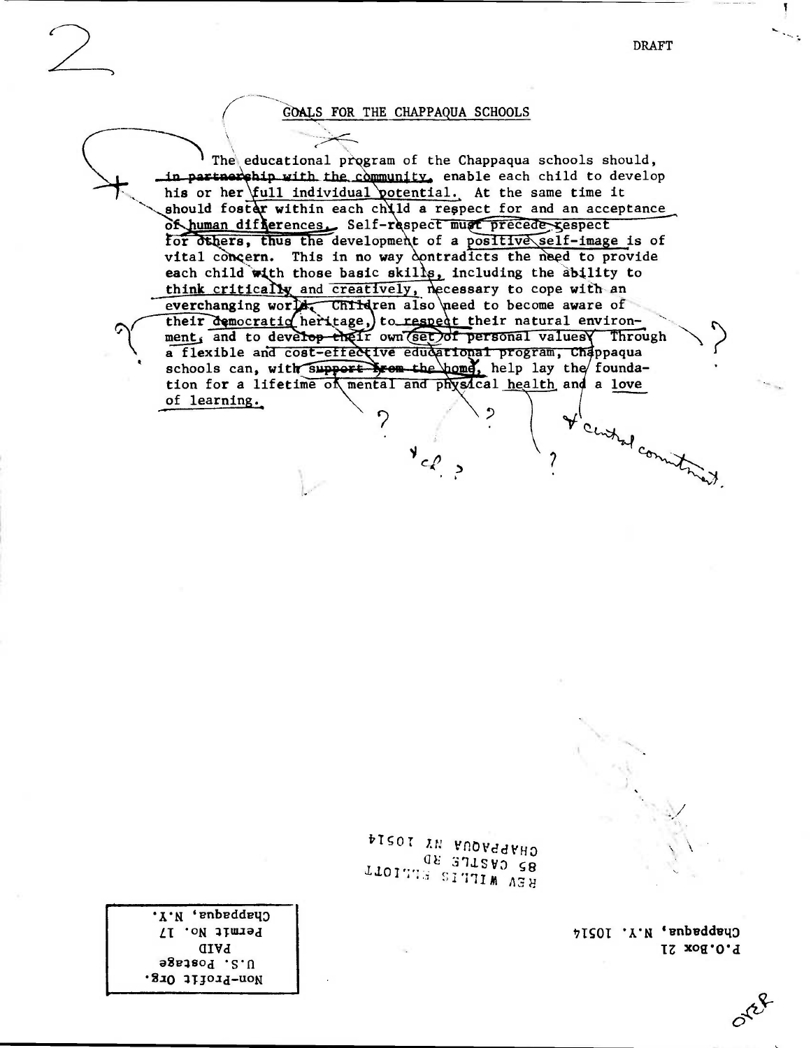DRAFT

## GOALS FOR THE CHAPPAQUA SCHOOLS

The educational program of the Chappaqua schools should, ~~in partnership with the community,~~ enable each child to develop his or her full individual potential. At the same time it should foster within each child a respect for and an acceptance of human differences. Self-respect must precede respect for others, thus the development of a positive self-image is of vital concern. This in no way contradicts the need to provide each child with those basic skills, including the ability to think critically and creatively, necessary to cope with an everchanging world. Children also need to become aware of their democratic heritage, to respect their natural environment, and to ~~develop their~~ own set of personal values. Through a flexible and cost-effective educational program, Chappaqua schools can, with ~~support from the home~~, help lay the foundation for a lifetime of mental and physical health and a love of learning.

? ? ? ? ? ?

+ cl. ?

+ central constraint.

REV WILLIS ELLIOTT
85 CASTLE RD
CHAPPAQUA NY 10514

P.O.Box 21
Chappaqua, N.Y. 10514

Non-Profit Org.
U.S. Postage
PAID
Permit No. 17
Chappaqua, N.Y.

over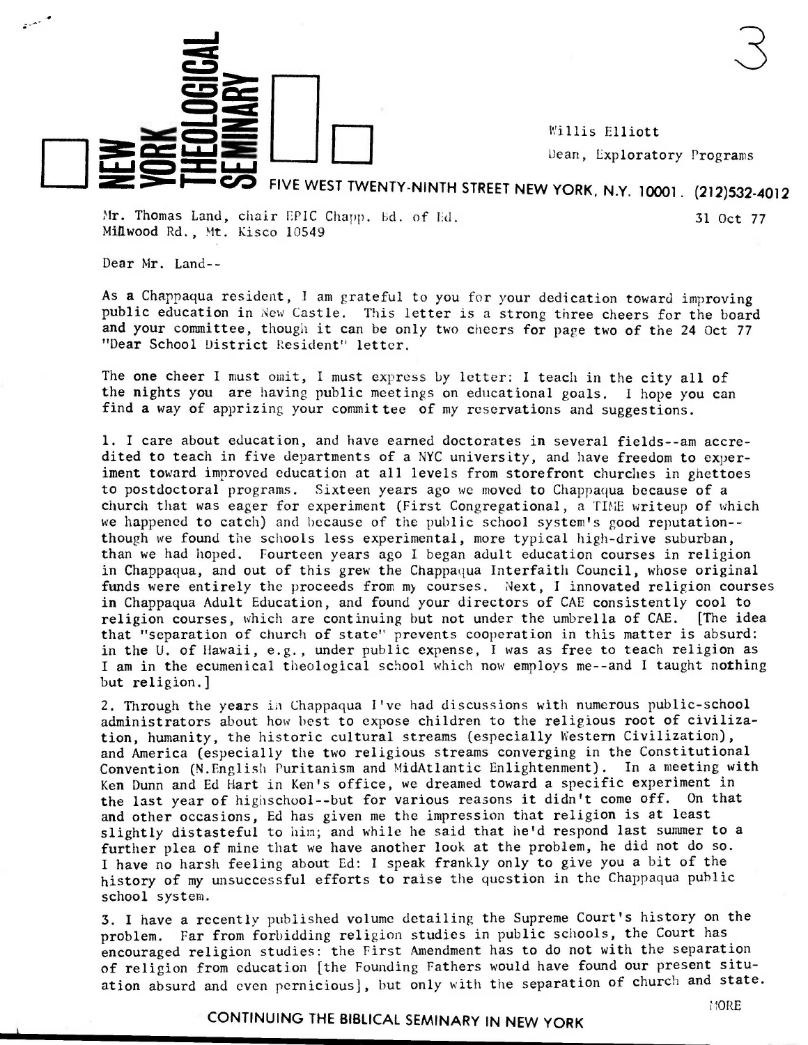NEW YORK THEOLOGICAL SEMINARY

Willis Elliott
Dean, Exploratory Programs

FIVE WEST TWENTY-NINTH STREET NEW YORK, N.Y. 10001. (212)532-4012

Mr. Thomas Land, chair EPIC Chapp. Bd. of Ed.
Millwood Rd., Mt. Kisco 10549

31 Oct 77

Dear Mr. Land--

As a Chappaqua resident, I am grateful to you for your dedication toward improving public education in New Castle. This letter is a strong three cheers for the board and your committee, though it can be only two cheers for page two of the 24 Oct 77 "Dear School District Resident" letter.

The one cheer I must omit, I must express by letter: I teach in the city all of the nights you are having public meetings on educational goals. I hope you can find a way of apprizing your committee of my reservations and suggestions.

1. I care about education, and have earned doctorates in several fields--am accredited to teach in five departments of a NYC university, and have freedom to experiment toward improved education at all levels from storefront churches in ghettoes to postdoctoral programs. Sixteen years ago we moved to Chappaqua because of a church that was eager for experiment (First Congregational, a TIME writeup of which we happened to catch) and because of the public school system's good reputation--though we found the schools less experimental, more typical high-drive suburban, than we had hoped. Fourteen years ago I began adult education courses in religion in Chappaqua, and out of this grew the Chappaqua Interfaith Council, whose original funds were entirely the proceeds from my courses. Next, I innovated religion courses in Chappaqua Adult Education, and found your directors of CAE consistently cool to religion courses, which are continuing but not under the umbrella of CAE. [The idea that "separation of church of state" prevents cooperation in this matter is absurd: in the U. of Hawaii, e.g., under public expense, I was as free to teach religion as I am in the ecumenical theological school which now employs me--and I taught nothing but religion.]

2. Through the years in Chappaqua I've had discussions with numerous public-school administrators about how best to expose children to the religious root of civilization, humanity, the historic cultural streams (especially Western Civilization), and America (especially the two religious streams converging in the Constitutional Convention (N.English Puritanism and MidAtlantic Enlightenment). In a meeting with Ken Dunn and Ed Hart in Ken's office, we dreamed toward a specific experiment in the last year of highschool--but for various reasons it didn't come off. On that and other occasions, Ed has given me the impression that religion is at least slightly distasteful to him; and while he said that he'd respond last summer to a further plea of mine that we have another look at the problem, he did not do so. I have no harsh feeling about Ed: I speak frankly only to give you a bit of the history of my unsuccessful efforts to raise the question in the Chappaqua public school system.

3. I have a recently published volume detailing the Supreme Court's history on the problem. Far from forbidding religion studies in public schools, the Court has encouraged religion studies: the First Amendment has to do not with the separation of religion from education [the Founding Fathers would have found our present situation absurd and even pernicious], but only with the separation of church and state.

MORE

CONTINUING THE BIBLICAL SEMINARY IN NEW YORK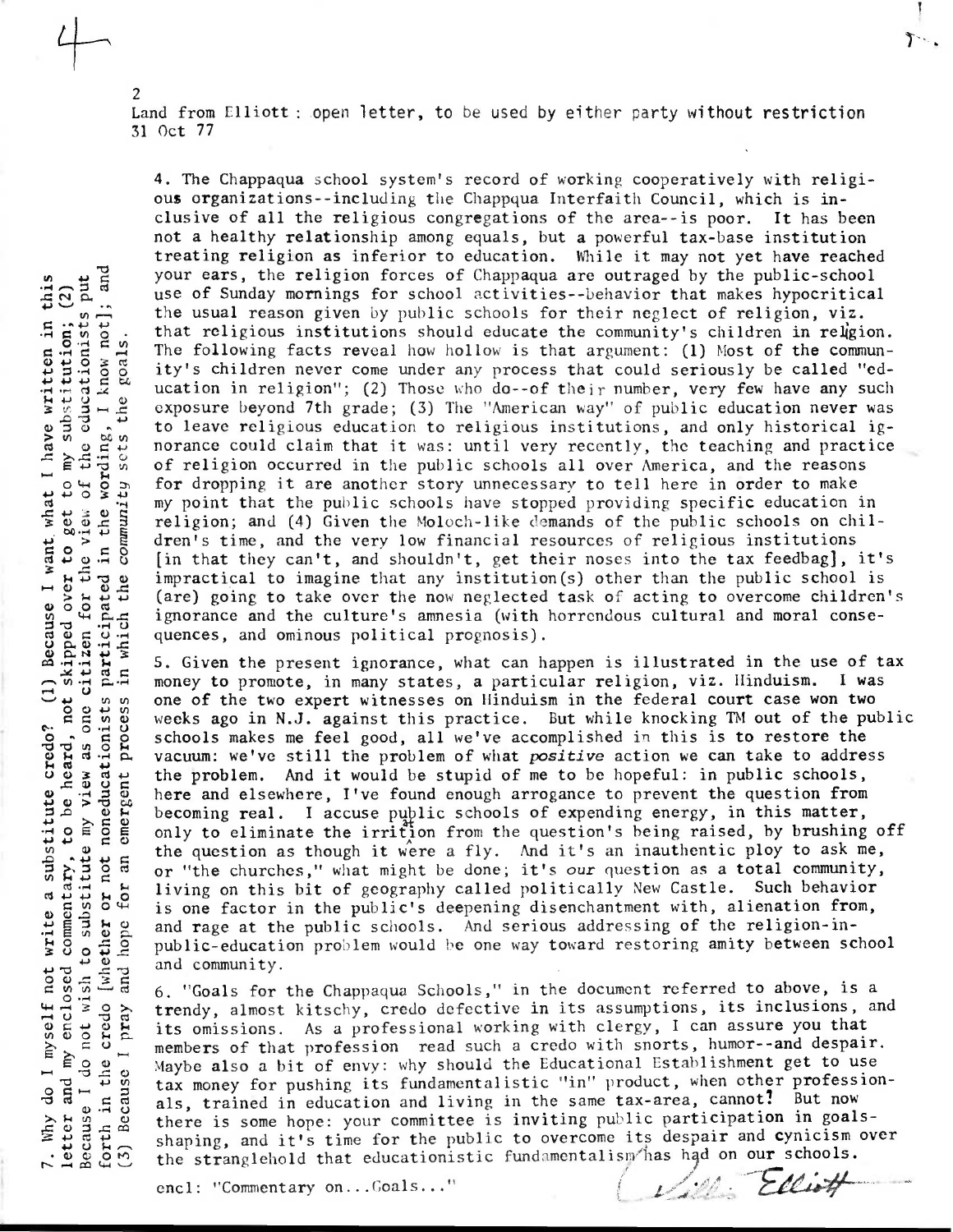Land from Elliott: open letter, to be used by either party without restriction
31 Oct 77

4. The Chappaqua school system's record of working cooperatively with religious organizations--including the Chappqua Interfaith Council, which is inclusive of all the religious congregations of the area--is poor. It has been not a healthy relationship among equals, but a powerful tax-base institution treating religion as inferior to education. While it may not yet have reached your ears, the religion forces of Chappaqua are outraged by the public-school use of Sunday mornings for school activities--behavior that makes hypocritical the usual reason given by public schools for their neglect of religion, viz. that religious institutions should educate the community's children in religion. The following facts reveal how hollow is that argument: (1) Most of the community's children never come under any process that could seriously be called "education in religion"; (2) Those who do--of their number, very few have any such exposure beyond 7th grade; (3) The "American way" of public education never was to leave religious education to religious institutions, and only historical ignorance could claim that it was: until very recently, the teaching and practice of religion occurred in the public schools all over America, and the reasons for dropping it are another story unnecessary to tell here in order to make my point that the public schools have stopped providing specific education in religion; and (4) Given the Moloch-like demands of the public schools on children's time, and the very low financial resources of religious institutions [in that they can't, and shouldn't, get their noses into the tax feedbag], it's impractical to imagine that any institution(s) other than the public school is (are) going to take over the now neglected task of acting to overcome children's ignorance and the culture's amnesia (with horrendous cultural and moral consequences, and ominous political prognosis).

5. Given the present ignorance, what can happen is illustrated in the use of tax money to promote, in many states, a particular religion, viz. Hinduism. I was one of the two expert witnesses on Hinduism in the federal court case won two weeks ago in N.J. against this practice. But while knocking TM out of the public schools makes me feel good, all we've accomplished in this is to restore the vacuum: we've still the problem of what *positive* action we can take to address the problem. And it would be stupid of me to be hopeful: in public schools, here and elsewhere, I've found enough arrogance to prevent the question from becoming real. I accuse public schools of expending energy, in this matter, only to eliminate the irritation from the question's being raised, by brushing off the question as though it were a fly. And it's an inauthentic ploy to ask me, or "the churches," what might be done; it's *our* question as a total community, living on this bit of geography called politically New Castle. Such behavior is one factor in the public's deepening disenchantment with, alienation from, and rage at the public schools. And serious addressing of the religion-in-public-education problem would be one way toward restoring amity between school and community.

6. "Goals for the Chappaqua Schools," in the document referred to above, is a trendy, almost kitschy, credo defective in its assumptions, its inclusions, and its omissions. As a professional working with clergy, I can assure you that members of that profession read such a credo with snorts, humor--and despair. Maybe also a bit of envy: why should the Educational Establishment get to use tax money for pushing its fundamentalistic "in" product, when other professionals, trained in education and living in the same tax-area, cannot? But now there is some hope: your committee is inviting public participation in goals-shaping, and it's time for the public to overcome its despair and cynicism over the stranglehold that educationistic fundamentalism has had on our schools.

7. Why do I myself not write a substitute credo? (1) Because I want what I have written in this letter and my enclosed commentary, to be heard, not skipped over to get to my substitution; (2) Because I do not wish to substitute my view as one citizen for the view of the educationists put forth in the credo [whether or not noneducationists participated in the wording, I know not]; and (3) Because I pray and hope for an emergent process in which the *community* sets the goals.

encl: "Commentary on...Goals..."

Willis Elliott